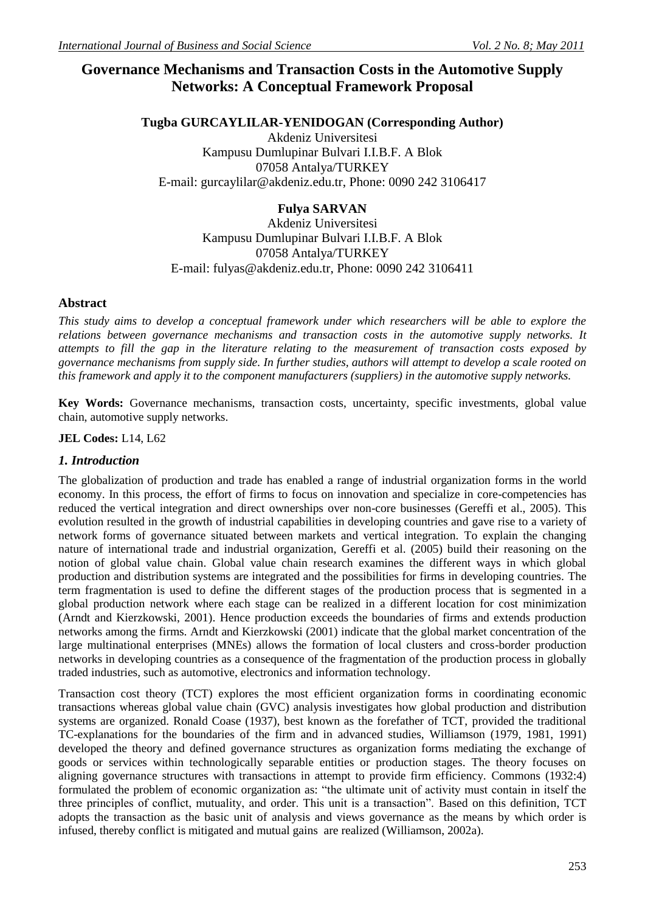# Governance Mechanisms and Transaction Costs in the Automotive Supply Networks: A Conceptual Framework Proposal

**Tugba GURCAYLILAR-YENIDOGAN (Corresponding Author)**

Akdeniz Universitesi
Kampusu Dumlupinar Bulvari I.I.B.F. A Blok
07058 Antalya/TURKEY
E-mail: gurcaylilar@akdeniz.edu.tr, Phone: 0090 242 3106417

**Fulya SARVAN**

Akdeniz Universitesi
Kampusu Dumlupinar Bulvari I.I.B.F. A Blok
07058 Antalya/TURKEY
E-mail: fulyas@akdeniz.edu.tr, Phone: 0090 242 3106411

## Abstract

*This study aims to develop a conceptual framework under which researchers will be able to explore the relations between governance mechanisms and transaction costs in the automotive supply networks. It attempts to fill the gap in the literature relating to the measurement of transaction costs exposed by governance mechanisms from supply side. In further studies, authors will attempt to develop a scale rooted on this framework and apply it to the component manufacturers (suppliers) in the automotive supply networks.*

**Key Words:** Governance mechanisms, transaction costs, uncertainty, specific investments, global value chain, automotive supply networks.

**JEL Codes:** L14, L62

## *1. Introduction*

The globalization of production and trade has enabled a range of industrial organization forms in the world economy. In this process, the effort of firms to focus on innovation and specialize in core-competencies has reduced the vertical integration and direct ownerships over non-core businesses (Gereffi et al., 2005). This evolution resulted in the growth of industrial capabilities in developing countries and gave rise to a variety of network forms of governance situated between markets and vertical integration. To explain the changing nature of international trade and industrial organization, Gereffi et al. (2005) build their reasoning on the notion of global value chain. Global value chain research examines the different ways in which global production and distribution systems are integrated and the possibilities for firms in developing countries. The term fragmentation is used to define the different stages of the production process that is segmented in a global production network where each stage can be realized in a different location for cost minimization (Arndt and Kierzkowski, 2001). Hence production exceeds the boundaries of firms and extends production networks among the firms. Arndt and Kierzkowski (2001) indicate that the global market concentration of the large multinational enterprises (MNEs) allows the formation of local clusters and cross-border production networks in developing countries as a consequence of the fragmentation of the production process in globally traded industries, such as automotive, electronics and information technology.

Transaction cost theory (TCT) explores the most efficient organization forms in coordinating economic transactions whereas global value chain (GVC) analysis investigates how global production and distribution systems are organized. Ronald Coase (1937), best known as the forefather of TCT, provided the traditional TC-explanations for the boundaries of the firm and in advanced studies, Williamson (1979, 1981, 1991) developed the theory and defined governance structures as organization forms mediating the exchange of goods or services within technologically separable entities or production stages. The theory focuses on aligning governance structures with transactions in attempt to provide firm efficiency. Commons (1932:4) formulated the problem of economic organization as: "the ultimate unit of activity must contain in itself the three principles of conflict, mutuality, and order. This unit is a transaction". Based on this definition, TCT adopts the transaction as the basic unit of analysis and views governance as the means by which order is infused, thereby conflict is mitigated and mutual gains are realized (Williamson, 2002a).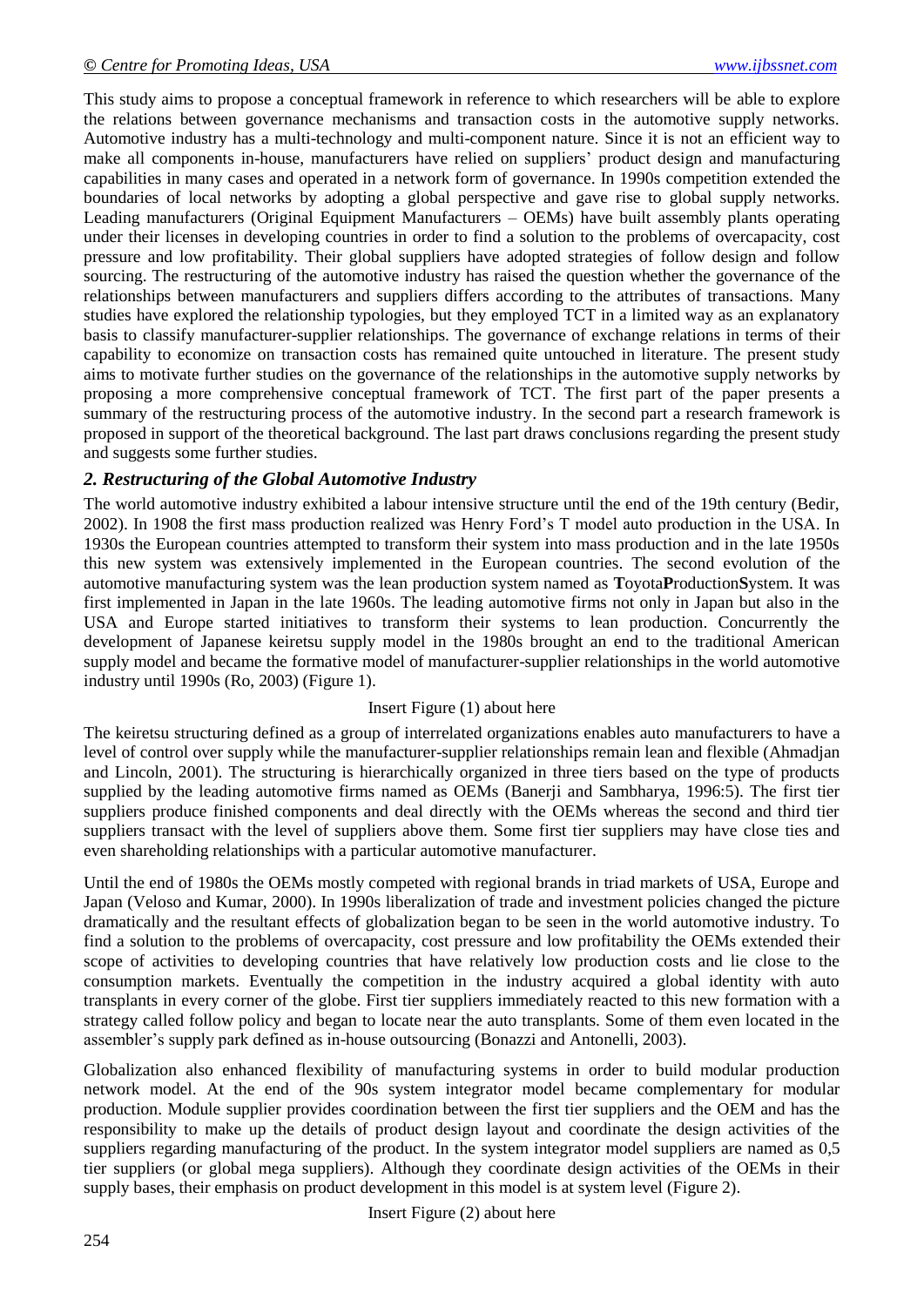This study aims to propose a conceptual framework in reference to which researchers will be able to explore the relations between governance mechanisms and transaction costs in the automotive supply networks. Automotive industry has a multi-technology and multi-component nature. Since it is not an efficient way to make all components in-house, manufacturers have relied on suppliers' product design and manufacturing capabilities in many cases and operated in a network form of governance. In 1990s competition extended the boundaries of local networks by adopting a global perspective and gave rise to global supply networks. Leading manufacturers (Original Equipment Manufacturers – OEMs) have built assembly plants operating under their licenses in developing countries in order to find a solution to the problems of overcapacity, cost pressure and low profitability. Their global suppliers have adopted strategies of follow design and follow sourcing. The restructuring of the automotive industry has raised the question whether the governance of the relationships between manufacturers and suppliers differs according to the attributes of transactions. Many studies have explored the relationship typologies, but they employed TCT in a limited way as an explanatory basis to classify manufacturer-supplier relationships. The governance of exchange relations in terms of their capability to economize on transaction costs has remained quite untouched in literature. The present study aims to motivate further studies on the governance of the relationships in the automotive supply networks by proposing a more comprehensive conceptual framework of TCT. The first part of the paper presents a summary of the restructuring process of the automotive industry. In the second part a research framework is proposed in support of the theoretical background. The last part draws conclusions regarding the present study and suggests some further studies.

## *2. Restructuring of the Global Automotive Industry*

The world automotive industry exhibited a labour intensive structure until the end of the 19th century (Bedir, 2002). In 1908 the first mass production realized was Henry Ford's T model auto production in the USA. In 1930s the European countries attempted to transform their system into mass production and in the late 1950s this new system was extensively implemented in the European countries. The second evolution of the automotive manufacturing system was the lean production system named as **T**oyota**P**roduction**S**ystem. It was first implemented in Japan in the late 1960s. The leading automotive firms not only in Japan but also in the USA and Europe started initiatives to transform their systems to lean production. Concurrently the development of Japanese keiretsu supply model in the 1980s brought an end to the traditional American supply model and became the formative model of manufacturer-supplier relationships in the world automotive industry until 1990s (Ro, 2003) (Figure 1).

Insert Figure (1) about here

The keiretsu structuring defined as a group of interrelated organizations enables auto manufacturers to have a level of control over supply while the manufacturer-supplier relationships remain lean and flexible (Ahmadjan and Lincoln, 2001). The structuring is hierarchically organized in three tiers based on the type of products supplied by the leading automotive firms named as OEMs (Banerji and Sambharya, 1996:5). The first tier suppliers produce finished components and deal directly with the OEMs whereas the second and third tier suppliers transact with the level of suppliers above them. Some first tier suppliers may have close ties and even shareholding relationships with a particular automotive manufacturer.

Until the end of 1980s the OEMs mostly competed with regional brands in triad markets of USA, Europe and Japan (Veloso and Kumar, 2000). In 1990s liberalization of trade and investment policies changed the picture dramatically and the resultant effects of globalization began to be seen in the world automotive industry. To find a solution to the problems of overcapacity, cost pressure and low profitability the OEMs extended their scope of activities to developing countries that have relatively low production costs and lie close to the consumption markets. Eventually the competition in the industry acquired a global identity with auto transplants in every corner of the globe. First tier suppliers immediately reacted to this new formation with a strategy called follow policy and began to locate near the auto transplants. Some of them even located in the assembler's supply park defined as in-house outsourcing (Bonazzi and Antonelli, 2003).

Globalization also enhanced flexibility of manufacturing systems in order to build modular production network model. At the end of the 90s system integrator model became complementary for modular production. Module supplier provides coordination between the first tier suppliers and the OEM and has the responsibility to make up the details of product design layout and coordinate the design activities of the suppliers regarding manufacturing of the product. In the system integrator model suppliers are named as 0,5 tier suppliers (or global mega suppliers). Although they coordinate design activities of the OEMs in their supply bases, their emphasis on product development in this model is at system level (Figure 2).

Insert Figure (2) about here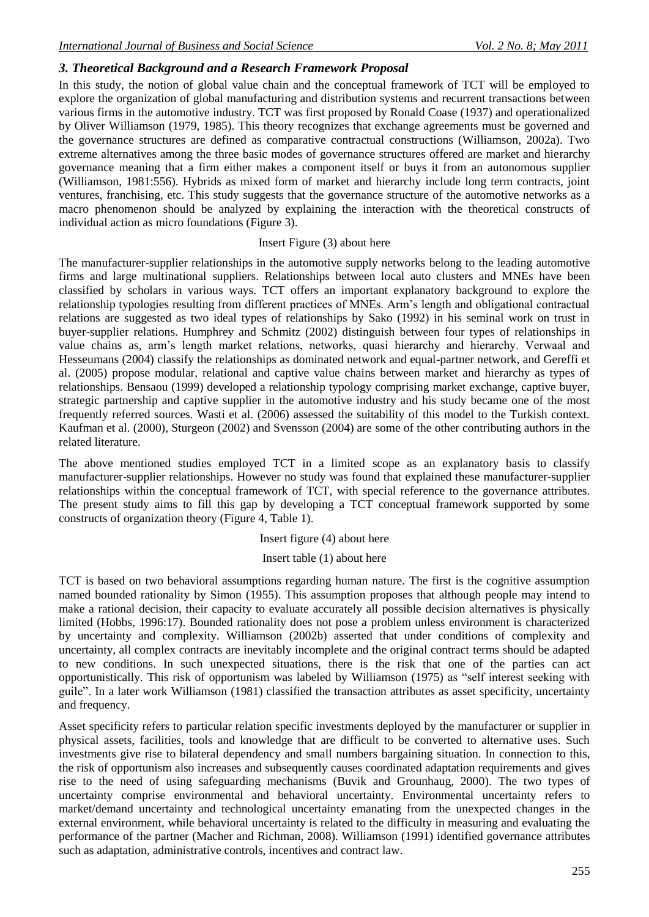## *3. Theoretical Background and a Research Framework Proposal*

In this study, the notion of global value chain and the conceptual framework of TCT will be employed to explore the organization of global manufacturing and distribution systems and recurrent transactions between various firms in the automotive industry. TCT was first proposed by Ronald Coase (1937) and operationalized by Oliver Williamson (1979, 1985). This theory recognizes that exchange agreements must be governed and the governance structures are defined as comparative contractual constructions (Williamson, 2002a). Two extreme alternatives among the three basic modes of governance structures offered are market and hierarchy governance meaning that a firm either makes a component itself or buys it from an autonomous supplier (Williamson, 1981:556). Hybrids as mixed form of market and hierarchy include long term contracts, joint ventures, franchising, etc. This study suggests that the governance structure of the automotive networks as a macro phenomenon should be analyzed by explaining the interaction with the theoretical constructs of individual action as micro foundations (Figure 3).

Insert Figure (3) about here

The manufacturer-supplier relationships in the automotive supply networks belong to the leading automotive firms and large multinational suppliers. Relationships between local auto clusters and MNEs have been classified by scholars in various ways. TCT offers an important explanatory background to explore the relationship typologies resulting from different practices of MNEs. Arm's length and obligational contractual relations are suggested as two ideal types of relationships by Sako (1992) in his seminal work on trust in buyer-supplier relations. Humphrey and Schmitz (2002) distinguish between four types of relationships in value chains as, arm's length market relations, networks, quasi hierarchy and hierarchy. Verwaal and Hesseumans (2004) classify the relationships as dominated network and equal-partner network, and Gereffi et al. (2005) propose modular, relational and captive value chains between market and hierarchy as types of relationships. Bensaou (1999) developed a relationship typology comprising market exchange, captive buyer, strategic partnership and captive supplier in the automotive industry and his study became one of the most frequently referred sources. Wasti et al. (2006) assessed the suitability of this model to the Turkish context. Kaufman et al. (2000), Sturgeon (2002) and Svensson (2004) are some of the other contributing authors in the related literature.

The above mentioned studies employed TCT in a limited scope as an explanatory basis to classify manufacturer-supplier relationships. However no study was found that explained these manufacturer-supplier relationships within the conceptual framework of TCT, with special reference to the governance attributes. The present study aims to fill this gap by developing a TCT conceptual framework supported by some constructs of organization theory (Figure 4, Table 1).

Insert figure (4) about here

Insert table (1) about here

TCT is based on two behavioral assumptions regarding human nature. The first is the cognitive assumption named bounded rationality by Simon (1955). This assumption proposes that although people may intend to make a rational decision, their capacity to evaluate accurately all possible decision alternatives is physically limited (Hobbs, 1996:17). Bounded rationality does not pose a problem unless environment is characterized by uncertainty and complexity. Williamson (2002b) asserted that under conditions of complexity and uncertainty, all complex contracts are inevitably incomplete and the original contract terms should be adapted to new conditions. In such unexpected situations, there is the risk that one of the parties can act opportunistically. This risk of opportunism was labeled by Williamson (1975) as "self interest seeking with guile". In a later work Williamson (1981) classified the transaction attributes as asset specificity, uncertainty and frequency.

Asset specificity refers to particular relation specific investments deployed by the manufacturer or supplier in physical assets, facilities, tools and knowledge that are difficult to be converted to alternative uses. Such investments give rise to bilateral dependency and small numbers bargaining situation. In connection to this, the risk of opportunism also increases and subsequently causes coordinated adaptation requirements and gives rise to the need of using safeguarding mechanisms (Buvik and Grounhaug, 2000). The two types of uncertainty comprise environmental and behavioral uncertainty. Environmental uncertainty refers to market/demand uncertainty and technological uncertainty emanating from the unexpected changes in the external environment, while behavioral uncertainty is related to the difficulty in measuring and evaluating the performance of the partner (Macher and Richman, 2008). Williamson (1991) identified governance attributes such as adaptation, administrative controls, incentives and contract law.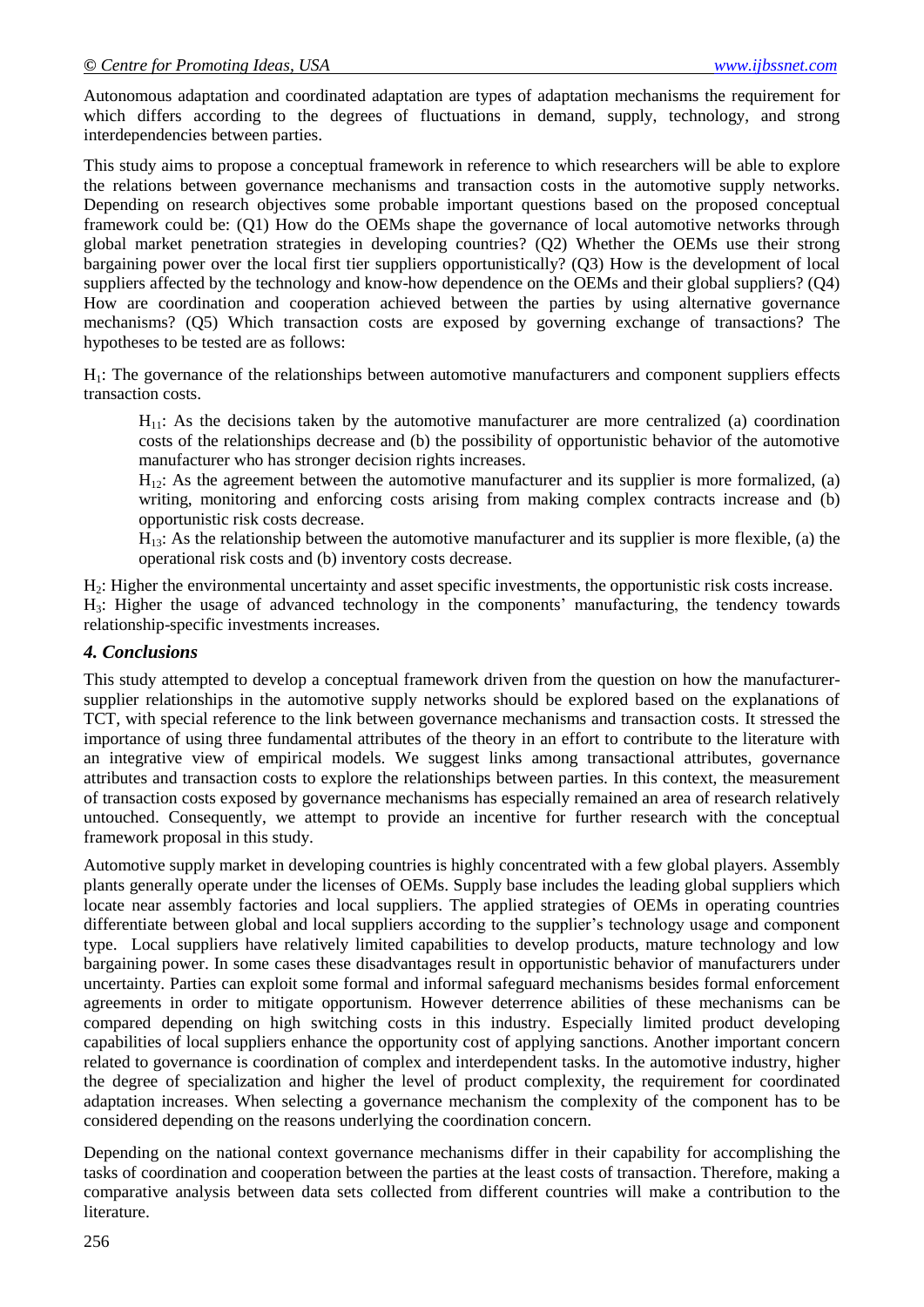Autonomous adaptation and coordinated adaptation are types of adaptation mechanisms the requirement for which differs according to the degrees of fluctuations in demand, supply, technology, and strong interdependencies between parties.

This study aims to propose a conceptual framework in reference to which researchers will be able to explore the relations between governance mechanisms and transaction costs in the automotive supply networks. Depending on research objectives some probable important questions based on the proposed conceptual framework could be: (Q1) How do the OEMs shape the governance of local automotive networks through global market penetration strategies in developing countries? (Q2) Whether the OEMs use their strong bargaining power over the local first tier suppliers opportunistically? (Q3) How is the development of local suppliers affected by the technology and know-how dependence on the OEMs and their global suppliers? (Q4) How are coordination and cooperation achieved between the parties by using alternative governance mechanisms? (Q5) Which transaction costs are exposed by governing exchange of transactions? The hypotheses to be tested are as follows:

$H_1$: The governance of the relationships between automotive manufacturers and component suppliers effects transaction costs.

> $H_{11}$: As the decisions taken by the automotive manufacturer are more centralized (a) coordination costs of the relationships decrease and (b) the possibility of opportunistic behavior of the automotive manufacturer who has stronger decision rights increases.
>
> $H_{12}$: As the agreement between the automotive manufacturer and its supplier is more formalized, (a) writing, monitoring and enforcing costs arising from making complex contracts increase and (b) opportunistic risk costs decrease.
>
> $H_{13}$: As the relationship between the automotive manufacturer and its supplier is more flexible, (a) the operational risk costs and (b) inventory costs decrease.

$H_2$: Higher the environmental uncertainty and asset specific investments, the opportunistic risk costs increase.

$H_3$: Higher the usage of advanced technology in the components' manufacturing, the tendency towards relationship-specific investments increases.

### *4. Conclusions*

This study attempted to develop a conceptual framework driven from the question on how the manufacturer-supplier relationships in the automotive supply networks should be explored based on the explanations of TCT, with special reference to the link between governance mechanisms and transaction costs. It stressed the importance of using three fundamental attributes of the theory in an effort to contribute to the literature with an integrative view of empirical models. We suggest links among transactional attributes, governance attributes and transaction costs to explore the relationships between parties. In this context, the measurement of transaction costs exposed by governance mechanisms has especially remained an area of research relatively untouched. Consequently, we attempt to provide an incentive for further research with the conceptual framework proposal in this study.

Automotive supply market in developing countries is highly concentrated with a few global players. Assembly plants generally operate under the licenses of OEMs. Supply base includes the leading global suppliers which locate near assembly factories and local suppliers. The applied strategies of OEMs in operating countries differentiate between global and local suppliers according to the supplier's technology usage and component type. Local suppliers have relatively limited capabilities to develop products, mature technology and low bargaining power. In some cases these disadvantages result in opportunistic behavior of manufacturers under uncertainty. Parties can exploit some formal and informal safeguard mechanisms besides formal enforcement agreements in order to mitigate opportunism. However deterrence abilities of these mechanisms can be compared depending on high switching costs in this industry. Especially limited product developing capabilities of local suppliers enhance the opportunity cost of applying sanctions. Another important concern related to governance is coordination of complex and interdependent tasks. In the automotive industry, higher the degree of specialization and higher the level of product complexity, the requirement for coordinated adaptation increases. When selecting a governance mechanism the complexity of the component has to be considered depending on the reasons underlying the coordination concern.

Depending on the national context governance mechanisms differ in their capability for accomplishing the tasks of coordination and cooperation between the parties at the least costs of transaction. Therefore, making a comparative analysis between data sets collected from different countries will make a contribution to the literature.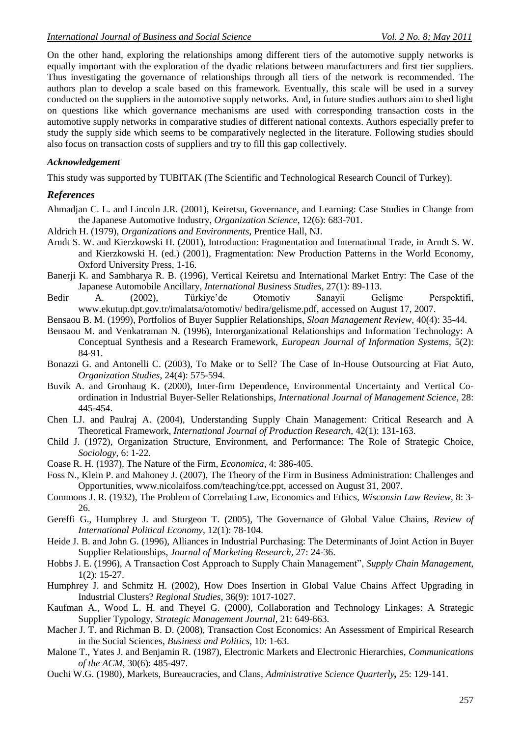On the other hand, exploring the relationships among different tiers of the automotive supply networks is equally important with the exploration of the dyadic relations between manufacturers and first tier suppliers. Thus investigating the governance of relationships through all tiers of the network is recommended. The authors plan to develop a scale based on this framework. Eventually, this scale will be used in a survey conducted on the suppliers in the automotive supply networks. And, in future studies authors aim to shed light on questions like which governance mechanisms are used with corresponding transaction costs in the automotive supply networks in comparative studies of different national contexts. Authors especially prefer to study the supply side which seems to be comparatively neglected in the literature. Following studies should also focus on transaction costs of suppliers and try to fill this gap collectively.

### *Acknowledgement*

This study was supported by TUBITAK (The Scientific and Technological Research Council of Turkey).

## *References*

Ahmadjan C. L. and Lincoln J.R. (2001), Keiretsu, Governance, and Learning: Case Studies in Change from the Japanese Automotive Industry, *Organization Science*, 12(6): 683-701.

Aldrich H. (1979), *Organizations and Environments*, Prentice Hall, NJ.

Arndt S. W. and Kierzkowski H. (2001), Introduction: Fragmentation and International Trade, in Arndt S. W. and Kierzkowski H. (ed.) (2001), Fragmentation: New Production Patterns in the World Economy, Oxford University Press, 1-16.

Banerji K. and Sambharya R. B. (1996), Vertical Keiretsu and International Market Entry: The Case of the Japanese Automobile Ancillary, *International Business Studies*, 27(1): 89-113.

Bedir A. (2002), Türkiye'de Otomotiv Sanayii Gelişme Perspektifi, www.ekutup.dpt.gov.tr/imalatsa/otomotiv/ bedira/gelisme.pdf, accessed on August 17, 2007.

Bensaou B. M. (1999), Portfolios of Buyer Supplier Relationships, *Sloan Management Review*, 40(4): 35-44.

Bensaou M. and Venkatraman N. (1996), Interorganizational Relationships and Information Technology: A Conceptual Synthesis and a Research Framework, *European Journal of Information Systems*, 5(2): 84-91.

Bonazzi G. and Antonelli C. (2003), To Make or to Sell? The Case of In-House Outsourcing at Fiat Auto, *Organization Studies*, 24(4): 575-594.

Buvik A. and Gronhaug K. (2000), Inter-firm Dependence, Environmental Uncertainty and Vertical Co-ordination in Industrial Buyer-Seller Relationships, *International Journal of Management Science*, 28: 445-454.

Chen I.J. and Paulraj A. (2004), Understanding Supply Chain Management: Critical Research and A Theoretical Framework, *International Journal of Production Research*, 42(1): 131-163.

Child J. (1972), Organization Structure, Environment, and Performance: The Role of Strategic Choice, *Sociology*, 6: 1-22.

Coase R. H. (1937), The Nature of the Firm, *Economica*, 4: 386-405.

Foss N., Klein P. and Mahoney J. (2007), The Theory of the Firm in Business Administration: Challenges and Opportunities, www.nicolaifoss.com/teaching/tce.ppt, accessed on August 31, 2007.

Commons J. R. (1932), The Problem of Correlating Law, Economics and Ethics, *Wisconsin Law Review*, 8: 3-26.

Gereffi G., Humphrey J. and Sturgeon T. (2005), The Governance of Global Value Chains, *Review of International Political Economy*, 12(1): 78-104.

Heide J. B. and John G. (1996), Alliances in Industrial Purchasing: The Determinants of Joint Action in Buyer Supplier Relationships, *Journal of Marketing Research*, 27: 24-36.

Hobbs J. E. (1996), A Transaction Cost Approach to Supply Chain Management", *Supply Chain Management*, 1(2): 15-27.

Humphrey J. and Schmitz H. (2002), How Does Insertion in Global Value Chains Affect Upgrading in Industrial Clusters? *Regional Studies*, 36(9): 1017-1027.

Kaufman A., Wood L. H. and Theyel G. (2000), Collaboration and Technology Linkages: A Strategic Supplier Typology, *Strategic Management Journal*, 21: 649-663.

Macher J. T. and Richman B. D. (2008), Transaction Cost Economics: An Assessment of Empirical Research in the Social Sciences, *Business and Politics*, 10: 1-63.

Malone T., Yates J. and Benjamin R. (1987), Electronic Markets and Electronic Hierarchies, *Communications of the ACM*, 30(6): 485-497.

Ouchi W.G. (1980), Markets, Bureaucracies, and Clans, *Administrative Science Quarterly***,** 25: 129-141.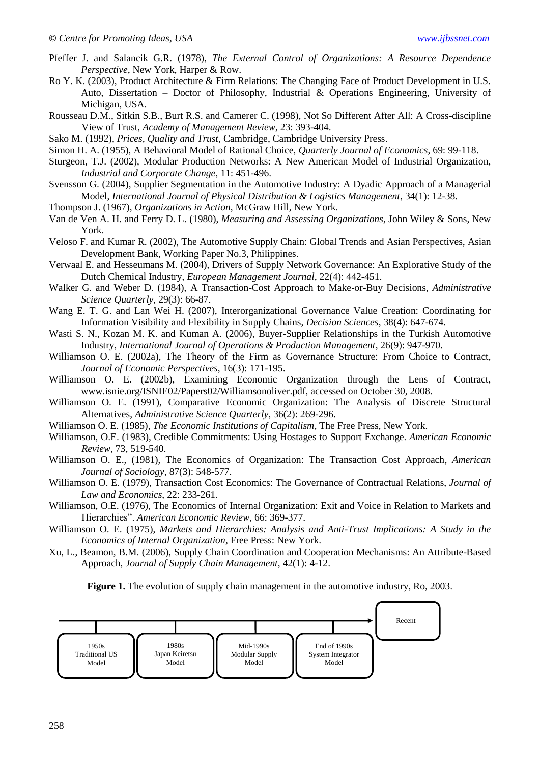Pfeffer J. and Salancik G.R. (1978), *The External Control of Organizations: A Resource Dependence Perspective*, New York, Harper & Row.

Ro Y. K. (2003), Product Architecture & Firm Relations: The Changing Face of Product Development in U.S. Auto, Dissertation – Doctor of Philosophy, Industrial & Operations Engineering, University of Michigan, USA.

Rousseau D.M., Sitkin S.B., Burt R.S. and Camerer C. (1998), Not So Different After All: A Cross-discipline View of Trust, *Academy of Management Review*, 23: 393-404.

Sako M. (1992), *Prices, Quality and Trust*, Cambridge, Cambridge University Press.

Simon H. A. (1955), A Behavioral Model of Rational Choice, *Quarterly Journal of Economics*, 69: 99-118.

Sturgeon, T.J. (2002), Modular Production Networks: A New American Model of Industrial Organization, *Industrial and Corporate Change*, 11: 451-496.

Svensson G. (2004), Supplier Segmentation in the Automotive Industry: A Dyadic Approach of a Managerial Model, *International Journal of Physical Distribution & Logistics Management*, 34(1): 12-38.

Thompson J. (1967), *Organizations in Action*, McGraw Hill, New York.

Van de Ven A. H. and Ferry D. L. (1980), *Measuring and Assessing Organizations*, John Wiley & Sons, New York.

Veloso F. and Kumar R. (2002), The Automotive Supply Chain: Global Trends and Asian Perspectives, Asian Development Bank, Working Paper No.3, Philippines.

Verwaal E. and Hesseumans M. (2004), Drivers of Supply Network Governance: An Explorative Study of the Dutch Chemical Industry, *European Management Journal*, 22(4): 442-451.

Walker G. and Weber D. (1984), A Transaction-Cost Approach to Make-or-Buy Decisions, *Administrative Science Quarterly*, 29(3): 66-87.

Wang E. T. G. and Lan Wei H. (2007), Interorganizational Governance Value Creation: Coordinating for Information Visibility and Flexibility in Supply Chains, *Decision Sciences*, 38(4): 647-674.

Wasti S. N., Kozan M. K. and Kuman A. (2006), Buyer-Supplier Relationships in the Turkish Automotive Industry, *International Journal of Operations & Production Management*, 26(9): 947-970.

Williamson O. E. (2002a), The Theory of the Firm as Governance Structure: From Choice to Contract, *Journal of Economic Perspectives*, 16(3): 171-195.

Williamson O. E. (2002b), Examining Economic Organization through the Lens of Contract, www.isnie.org/ISNIE02/Papers02/Williamsonoliver.pdf, accessed on October 30, 2008.

Williamson O. E. (1991), Comparative Economic Organization: The Analysis of Discrete Structural Alternatives, *Administrative Science Quarterly*, 36(2): 269-296.

Williamson O. E. (1985), *The Economic Institutions of Capitalism*, The Free Press, New York.

Williamson, O.E. (1983), Credible Commitments: Using Hostages to Support Exchange. *American Economic Review*, 73, 519-540.

Williamson O. E., (1981), The Economics of Organization: The Transaction Cost Approach, *American Journal of Sociology*, 87(3): 548-577.

Williamson O. E. (1979), Transaction Cost Economics: The Governance of Contractual Relations, *Journal of Law and Economics*, 22: 233-261.

Williamson, O.E. (1976), The Economics of Internal Organization: Exit and Voice in Relation to Markets and Hierarchies". *American Economic Review*, 66: 369-377.

Williamson O. E. (1975), *Markets and Hierarchies: Analysis and Anti-Trust Implications: A Study in the Economics of Internal Organization*, Free Press: New York.

Xu, L., Beamon, B.M. (2006), Supply Chain Coordination and Cooperation Mechanisms: An Attribute-Based Approach, *Journal of Supply Chain Management*, 42(1): 4-12.

**Figure 1.** The evolution of supply chain management in the automotive industry, Ro, 2003.

1950s Traditional US Model → 1980s Japan Keiretsu Model → Mid-1990s Modular Supply Model → End of 1990s System Integrator Model → Recent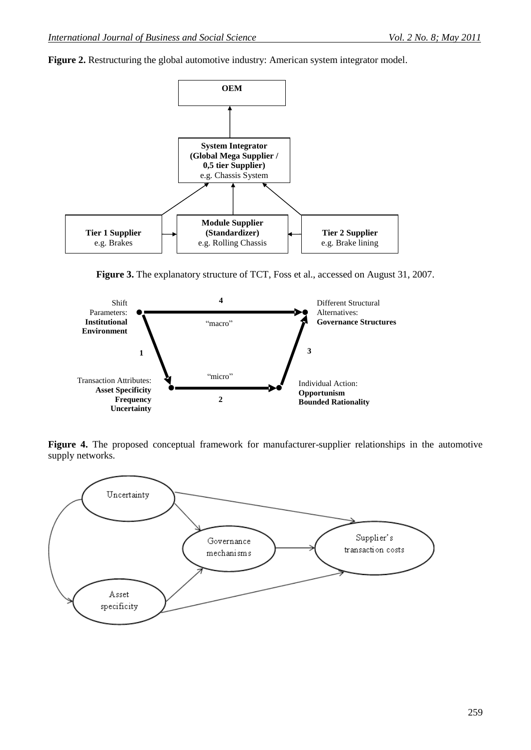**Figure 2.** Restructuring the global automotive industry: American system integrator model.

**Figure 3.** The explanatory structure of TCT, Foss et al., accessed on August 31, 2007.

**Figure 4.** The proposed conceptual framework for manufacturer-supplier relationships in the automotive supply networks.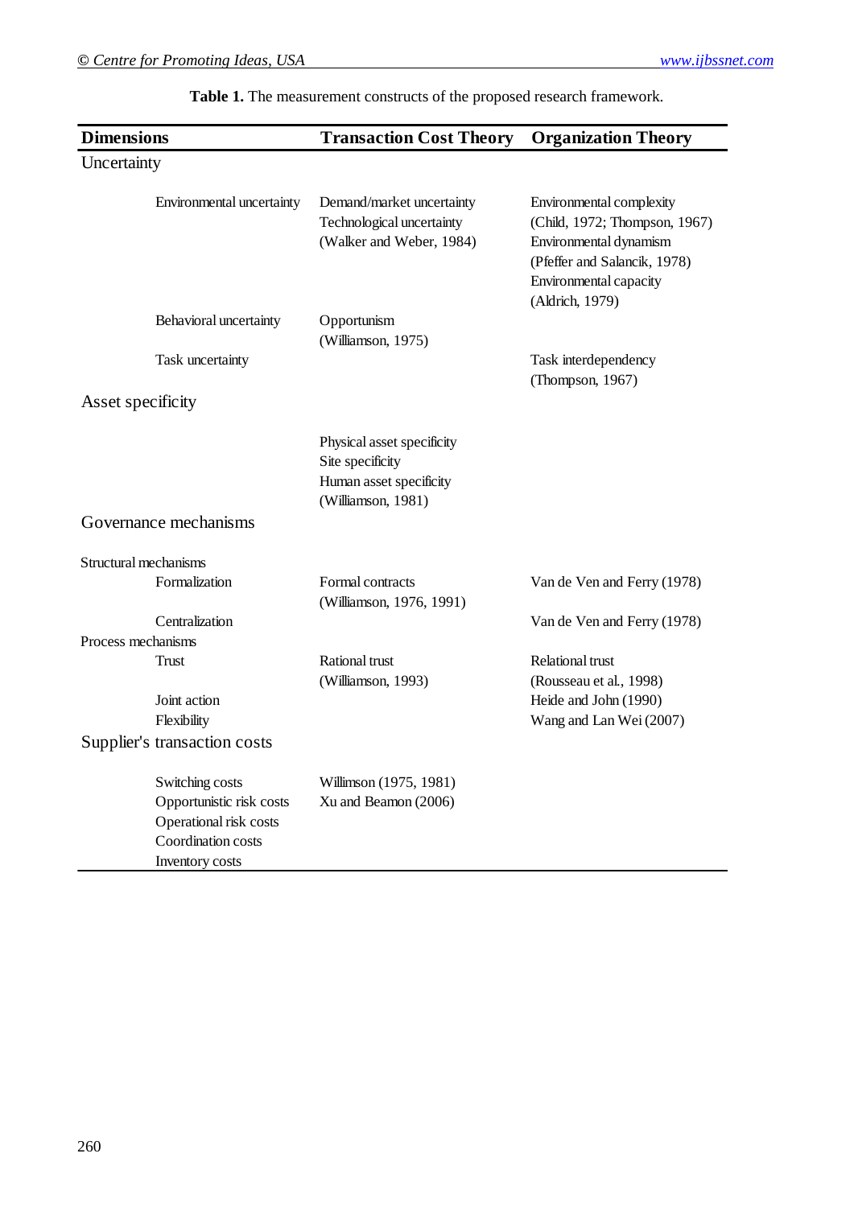**Table 1.** The measurement constructs of the proposed research framework.

| Dimensions | Transaction Cost Theory | Organization Theory |
|---|---|---|
| Uncertainty | | |
| Environmental uncertainty | Demand/market uncertainty<br>Technological uncertainty<br>(Walker and Weber, 1984) | Environmental complexity<br>(Child, 1972; Thompson, 1967)<br>Environmental dynamism<br>(Pfeffer and Salancik, 1978)<br>Environmental capacity<br>(Aldrich, 1979) |
| Behavioral uncertainty | Opportunism<br>(Williamson, 1975) | |
| Task uncertainty | | Task interdependency<br>(Thompson, 1967) |
| Asset specificity | | |
| | Physical asset specificity<br>Site specificity<br>Human asset specificity<br>(Williamson, 1981) | |
| Governance mechanisms | | |
| Structural mechanisms | | |
| Formalization | Formal contracts<br>(Williamson, 1976, 1991) | Van de Ven and Ferry (1978) |
| Centralization | | Van de Ven and Ferry (1978) |
| Process mechanisms | | |
| Trust | Rational trust<br>(Williamson, 1993) | Relational trust<br>(Rousseau et al., 1998) |
| Joint action | | Heide and John (1990) |
| Flexibility | | Wang and Lan Wei (2007) |
| Supplier's transaction costs | | |
| Switching costs<br>Opportunistic risk costs<br>Operational risk costs<br>Coordination costs<br>Inventory costs | Willimson (1975, 1981)<br>Xu and Beamon (2006) | |